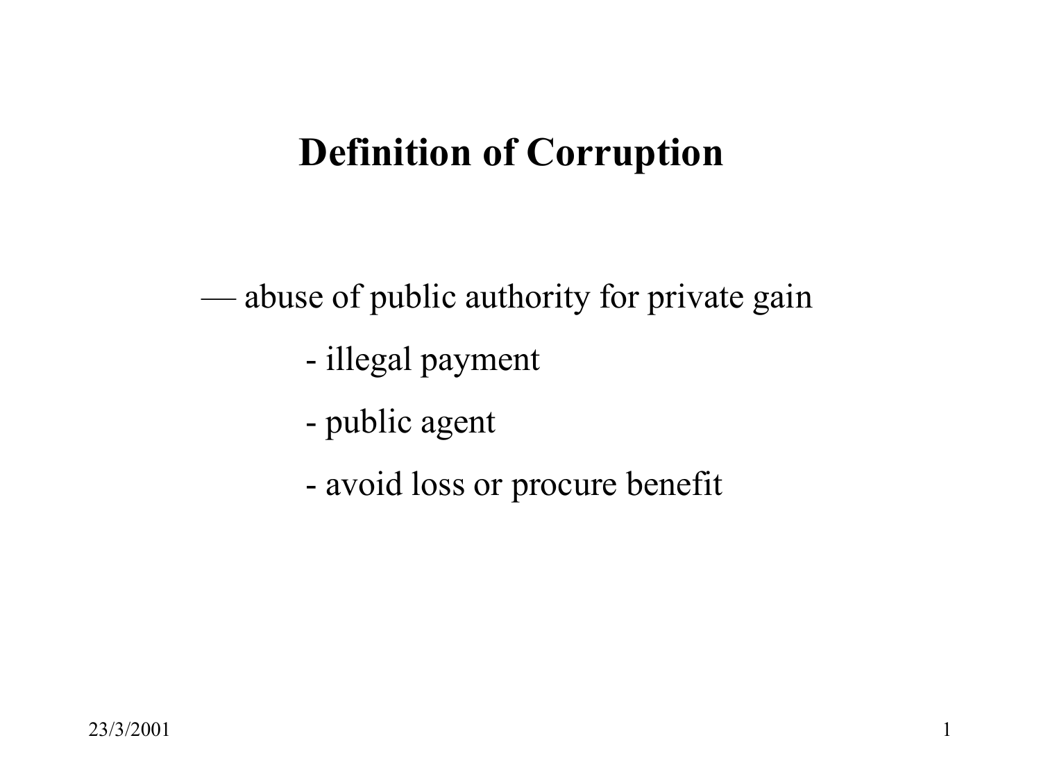# Definition of Corruption

— abuse of public authority for private gain

- illegal payment
- public agent
- avoid loss or procure benefit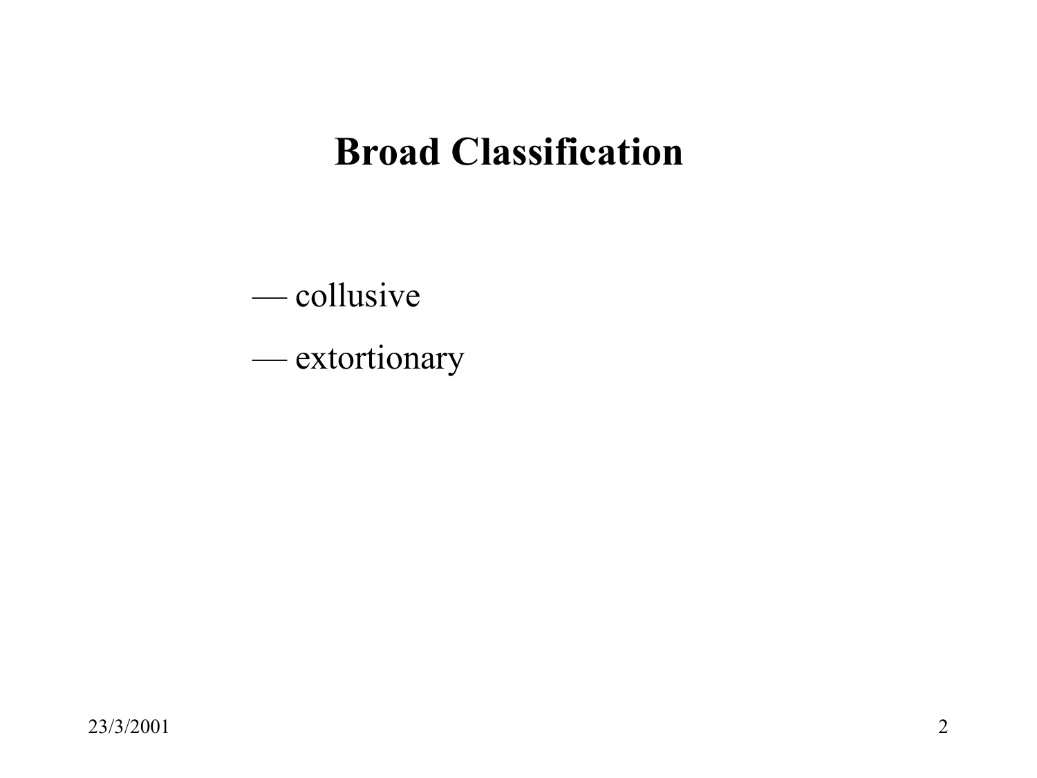# Broad Classification

— collusive

— extortionary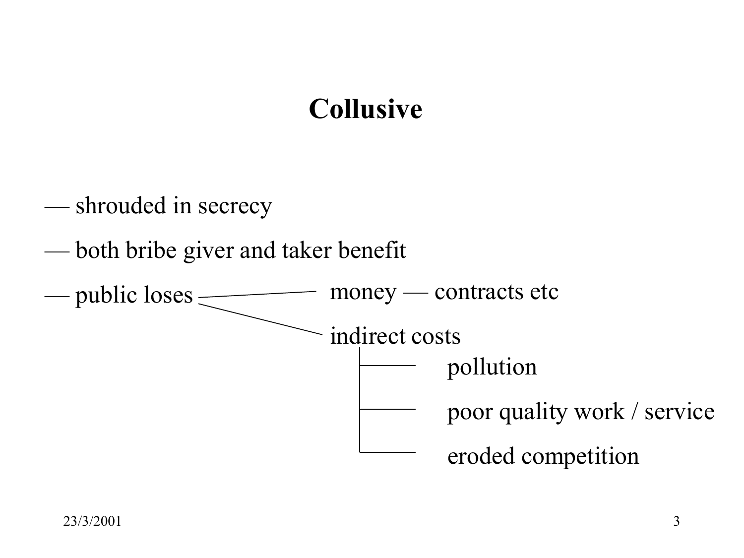# Collusive

- shrouded in secrecy
- both bribe giver and taker benefit
- public loses
  - money — contracts etc
  - indirect costs
    - pollution
    - poor quality work / service
    - eroded competition

23/3/2001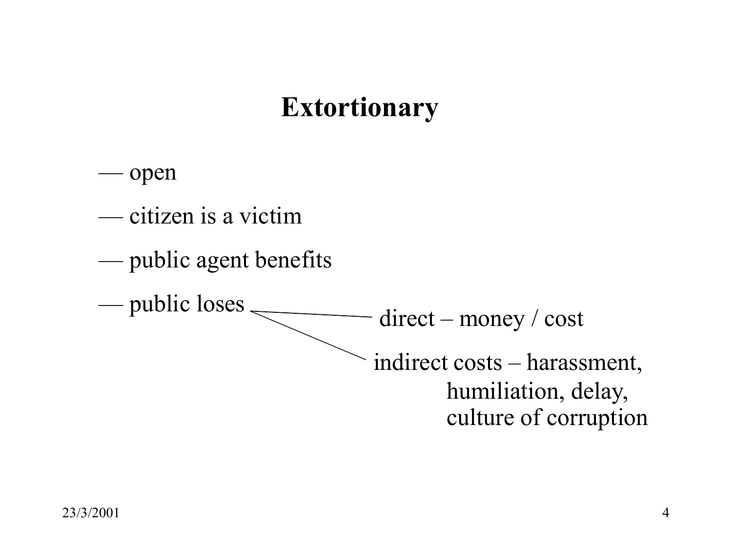# Extortionary

- open
- citizen is a victim
- public agent benefits
- public loses
  - direct – money / cost
  - indirect costs – harassment, humiliation, delay, culture of corruption

23/3/2001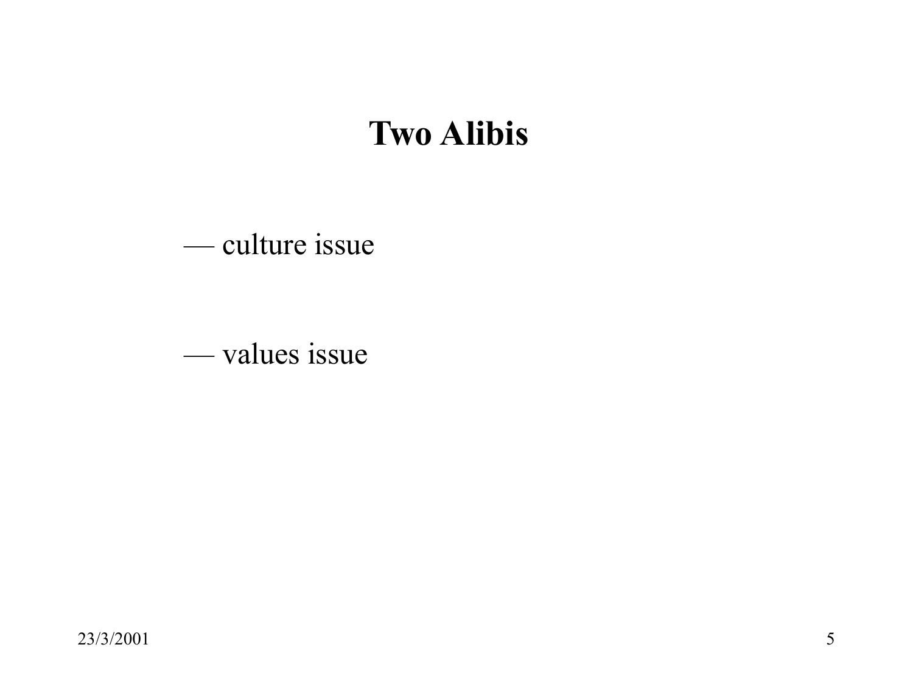# Two Alibis

— culture issue

— values issue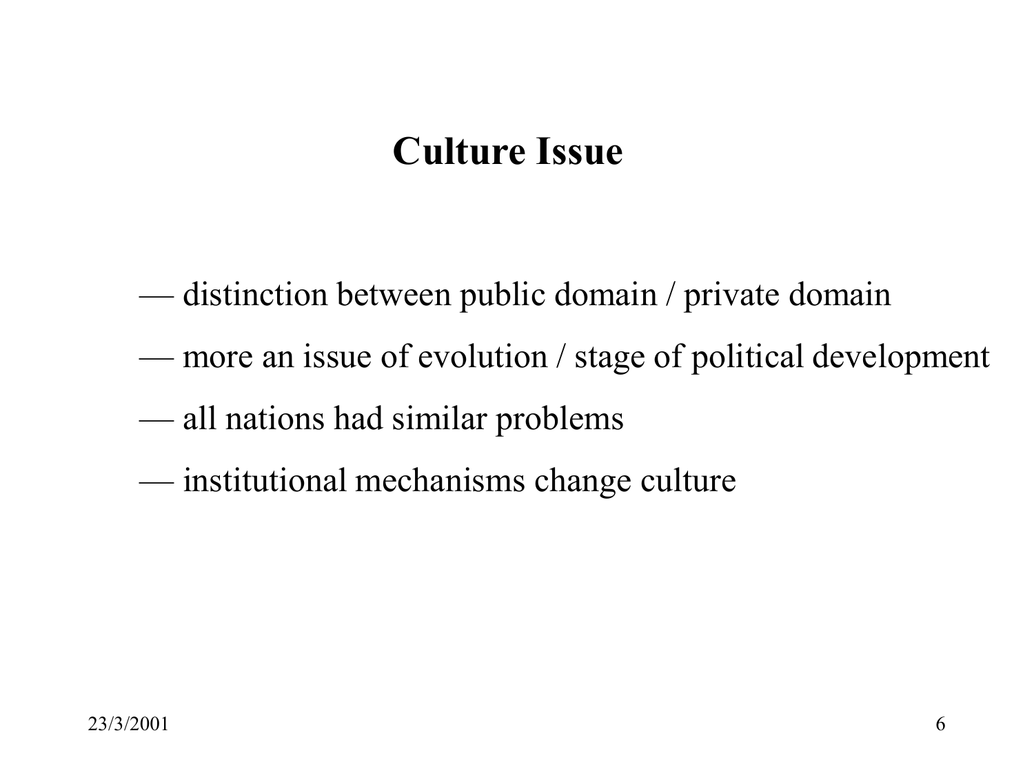# Culture Issue

— distinction between public domain / private domain

— more an issue of evolution / stage of political development

— all nations had similar problems

— institutional mechanisms change culture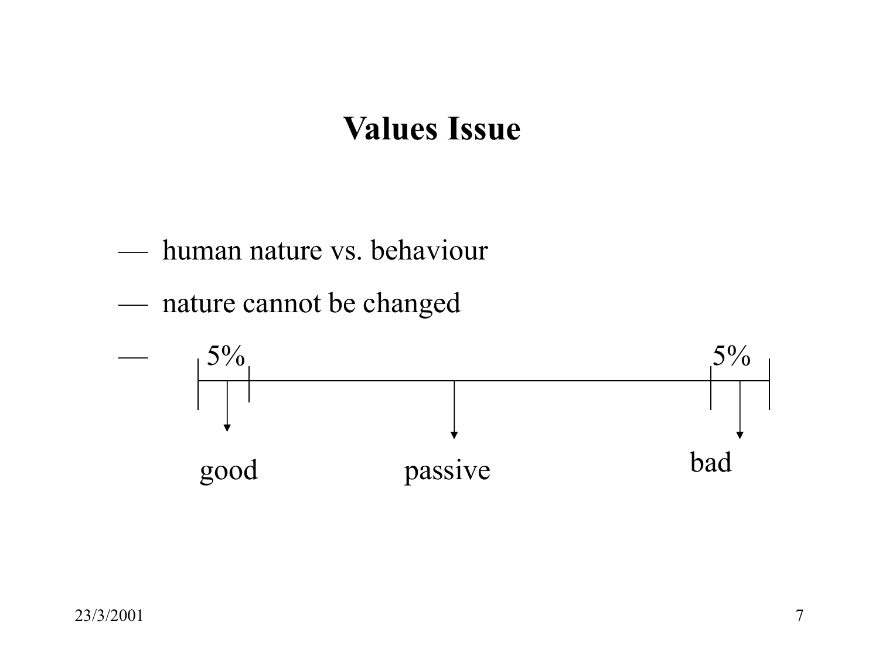# Values Issue

- human nature vs. behaviour
- nature cannot be changed
- 

5%

5%

good

passive

bad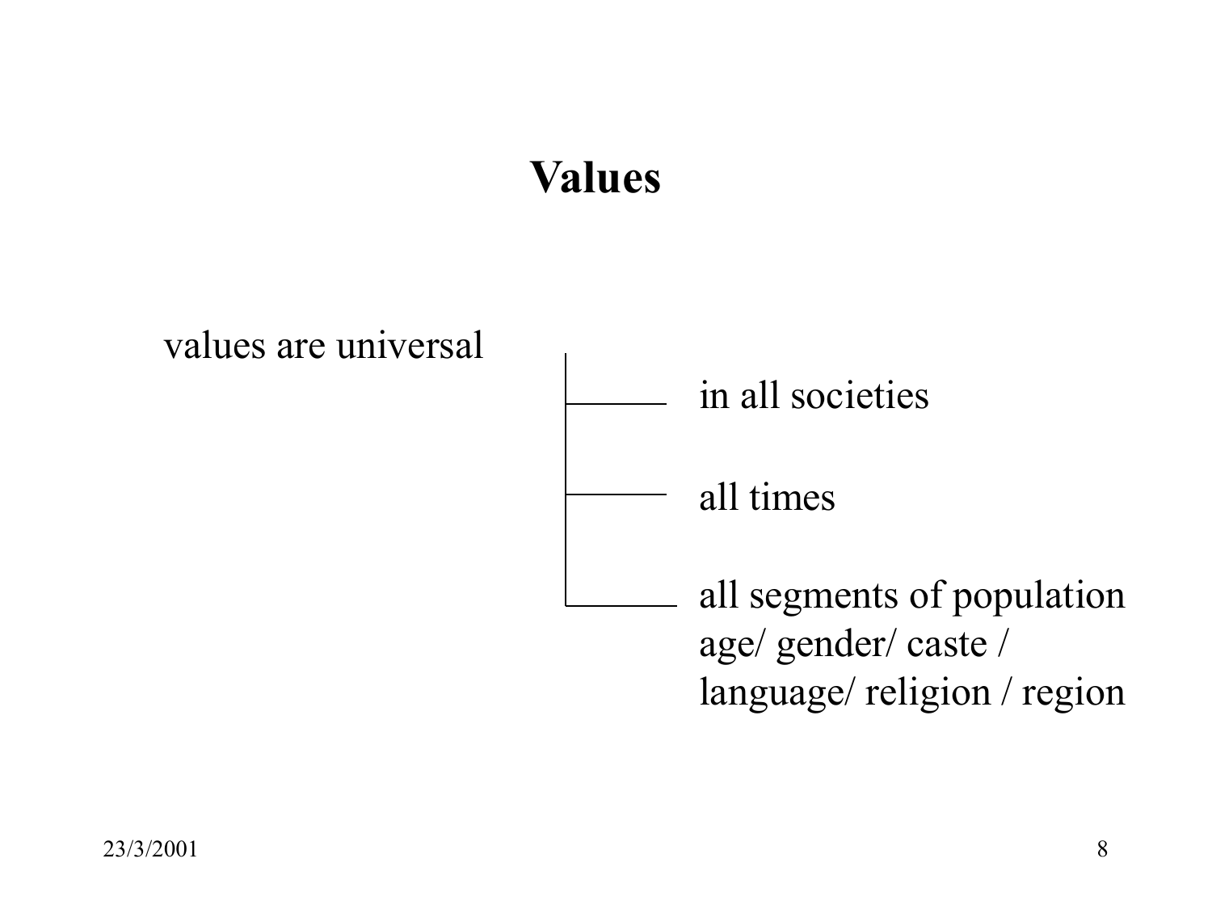# Values

values are universal

- in all societies
- all times
- all segments of population
  age/ gender/ caste /
  language/ religion / region

23/3/2001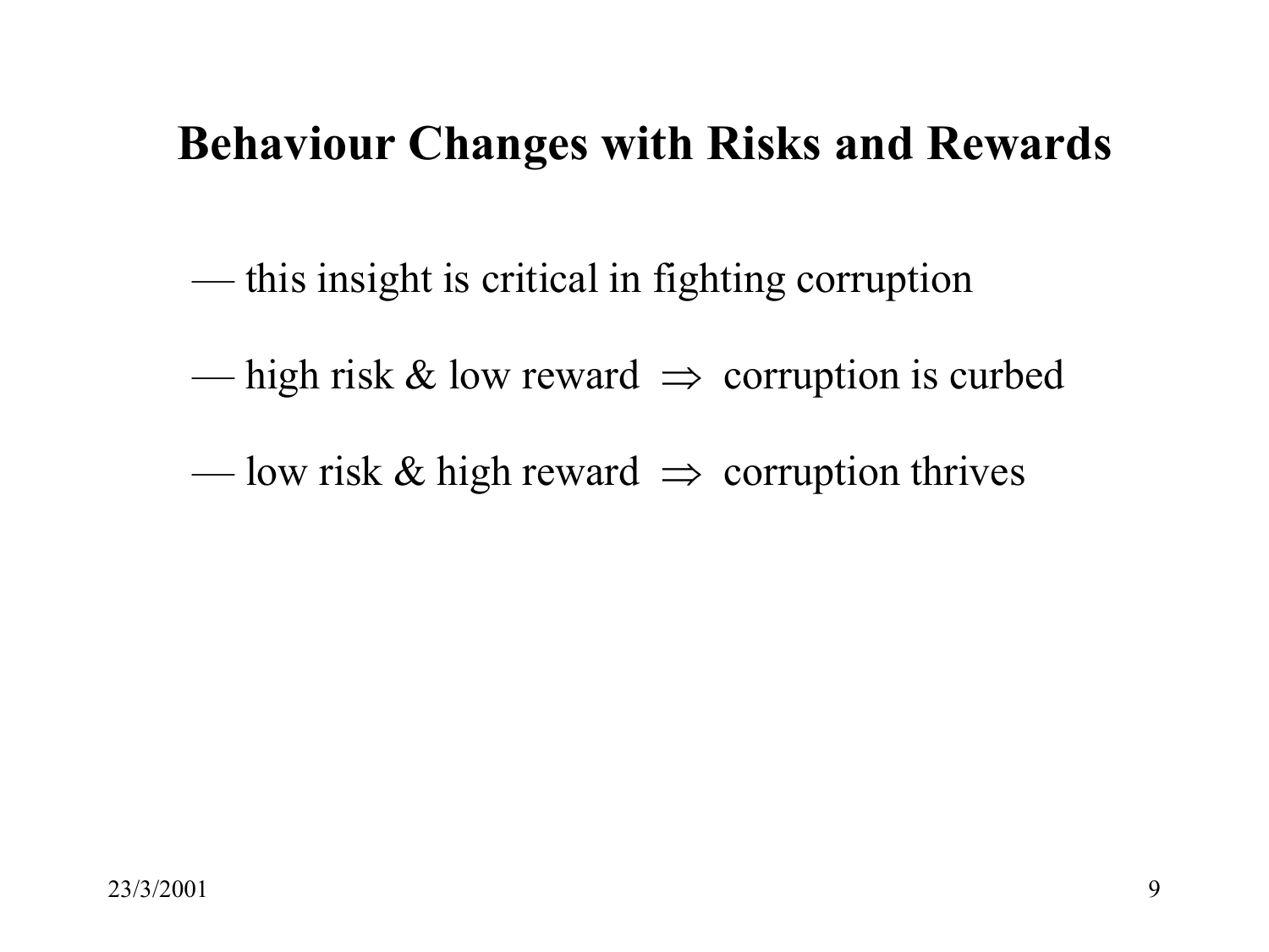## Behaviour Changes with Risks and Rewards

— this insight is critical in fighting corruption

— high risk & low reward $\Rightarrow$ corruption is curbed

— low risk & high reward $\Rightarrow$ corruption thrives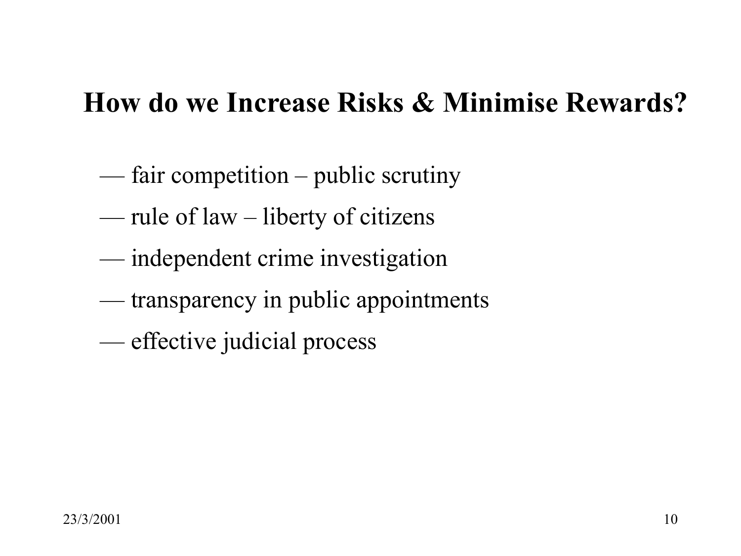## How do we Increase Risks & Minimise Rewards?

- fair competition – public scrutiny
- rule of law – liberty of citizens
- independent crime investigation
- transparency in public appointments
- effective judicial process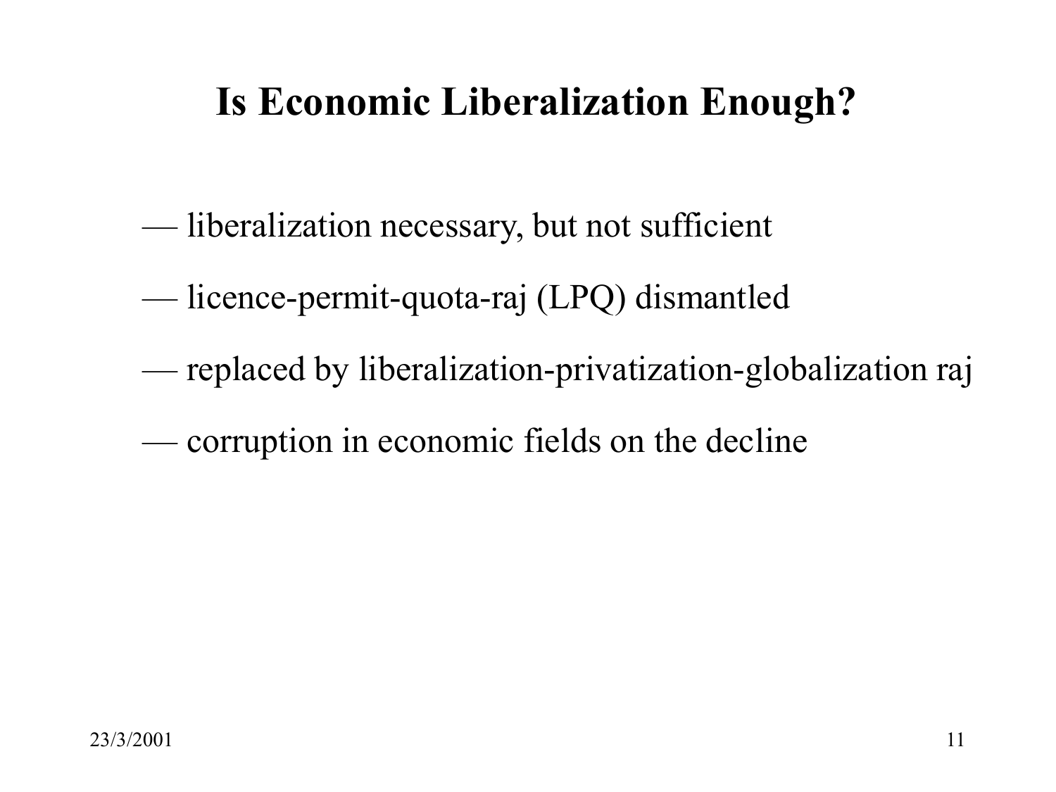# Is Economic Liberalization Enough?

— liberalization necessary, but not sufficient

— licence-permit-quota-raj (LPQ) dismantled

— replaced by liberalization-privatization-globalization raj

— corruption in economic fields on the decline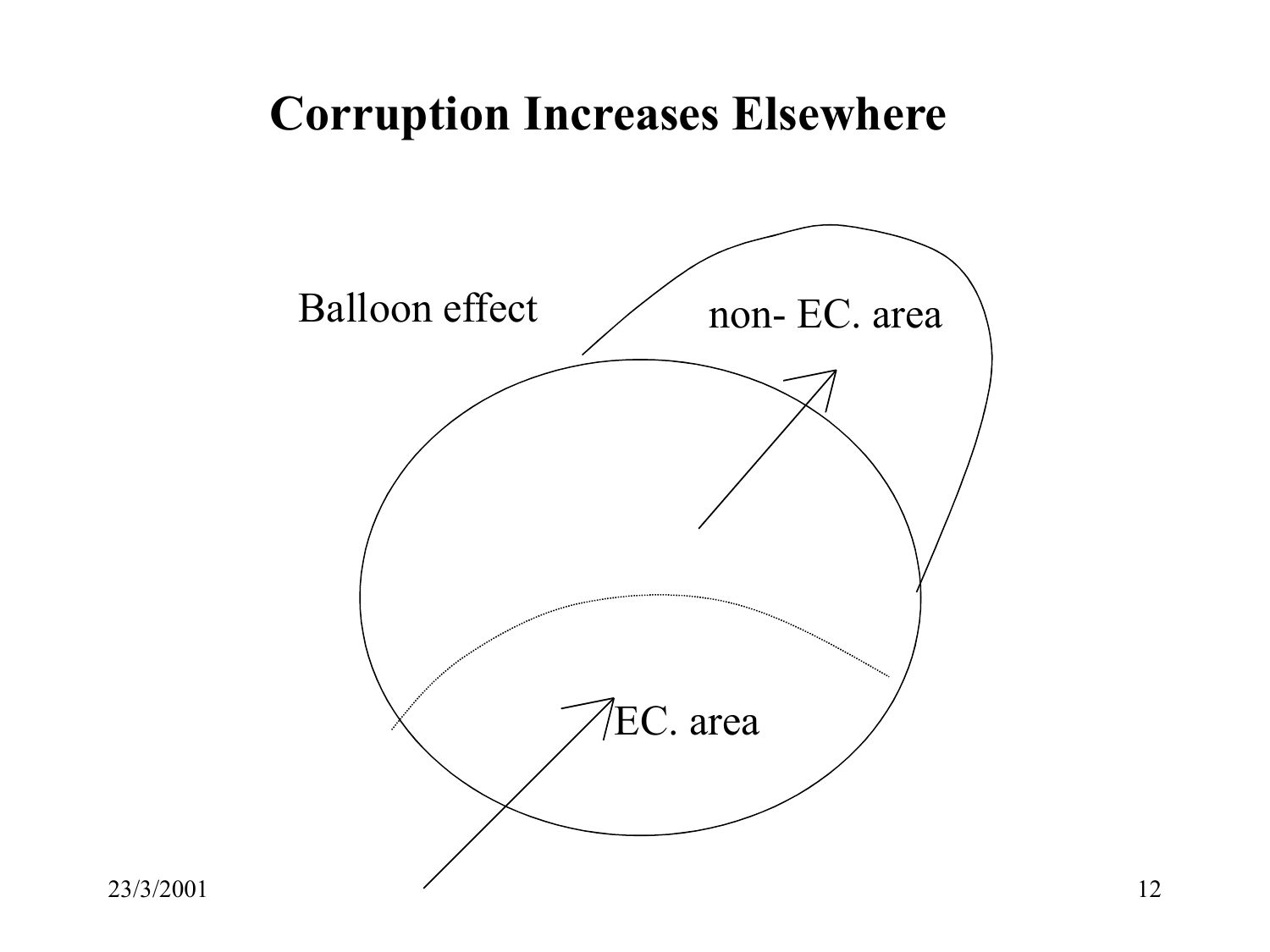# Corruption Increases Elsewhere

Balloon effect

non- EC. area

EC. area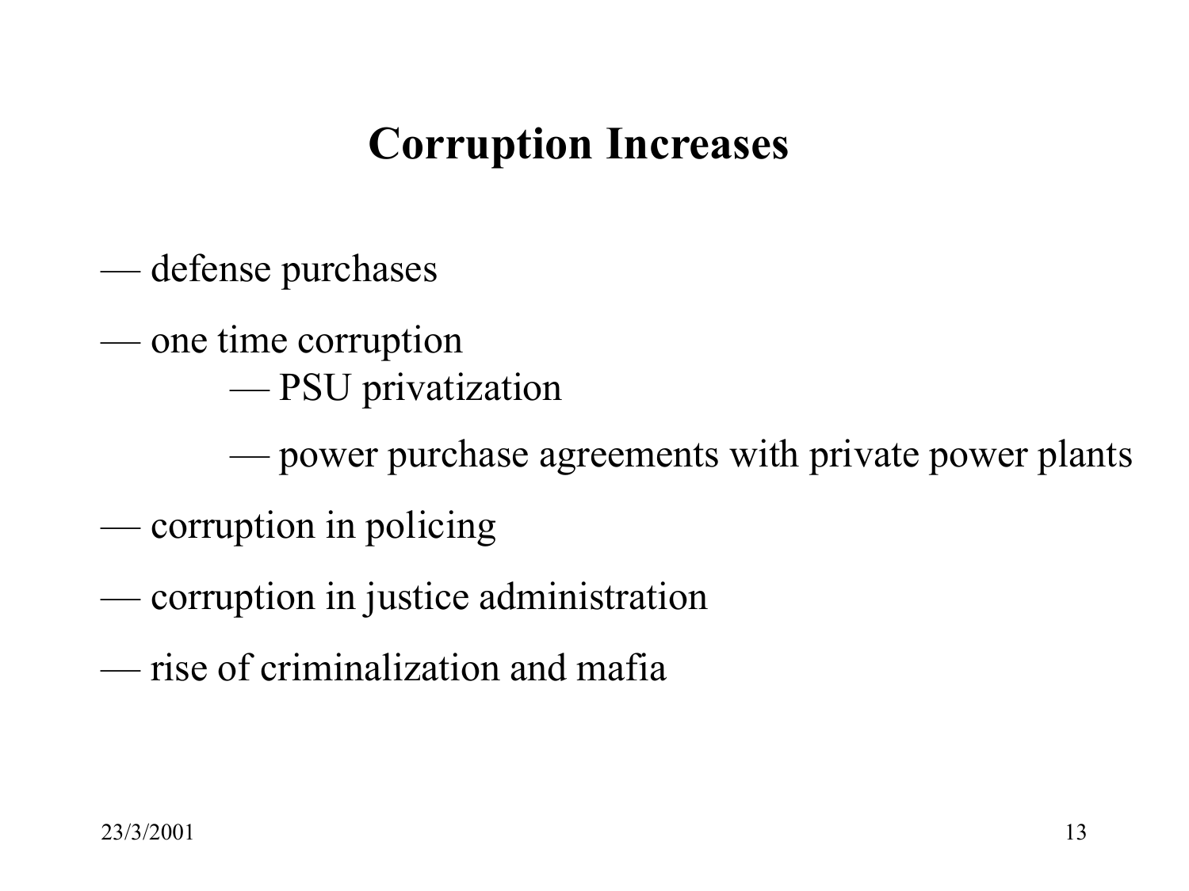## Corruption Increases

- defense purchases
- one time corruption
  - PSU privatization
  - power purchase agreements with private power plants
- corruption in policing
- corruption in justice administration
- rise of criminalization and mafia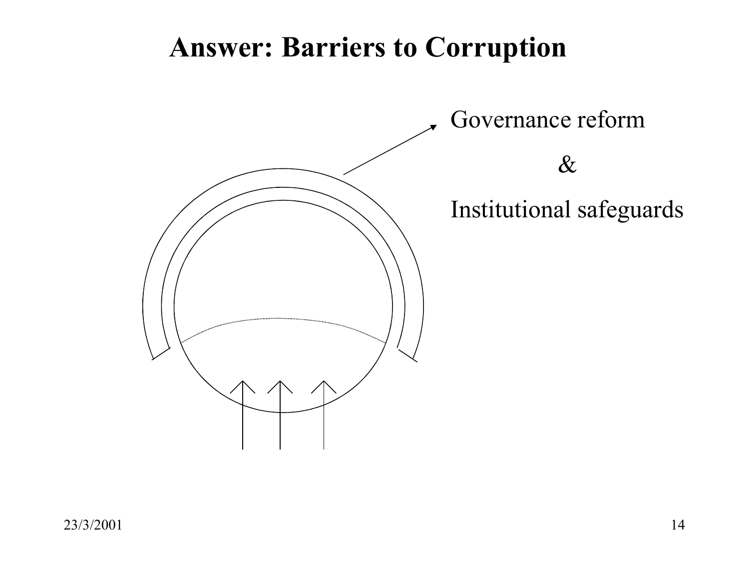# Answer: Barriers to Corruption

Governance reform

&

Institutional safeguards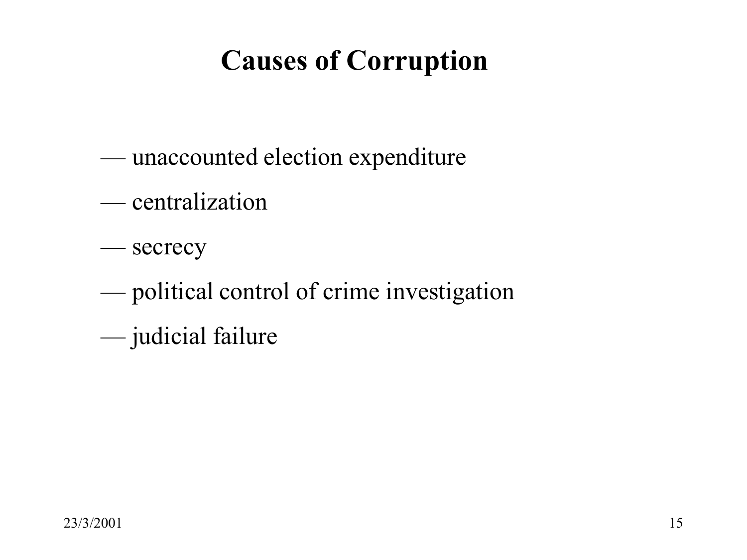# Causes of Corruption

— unaccounted election expenditure

— centralization

— secrecy

— political control of crime investigation

— judicial failure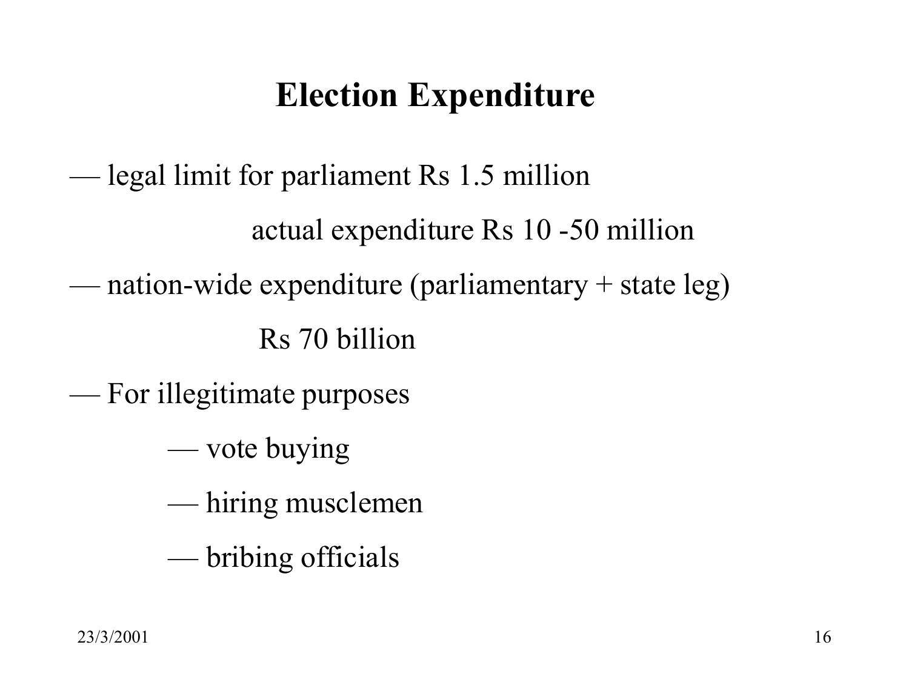# Election Expenditure

- legal limit for parliament Rs 1.5 million

  actual expenditure Rs 10 -50 million

- nation-wide expenditure (parliamentary + state leg)

  Rs 70 billion

- For illegitimate purposes
  - vote buying
  - hiring musclemen
  - bribing officials

23/3/2001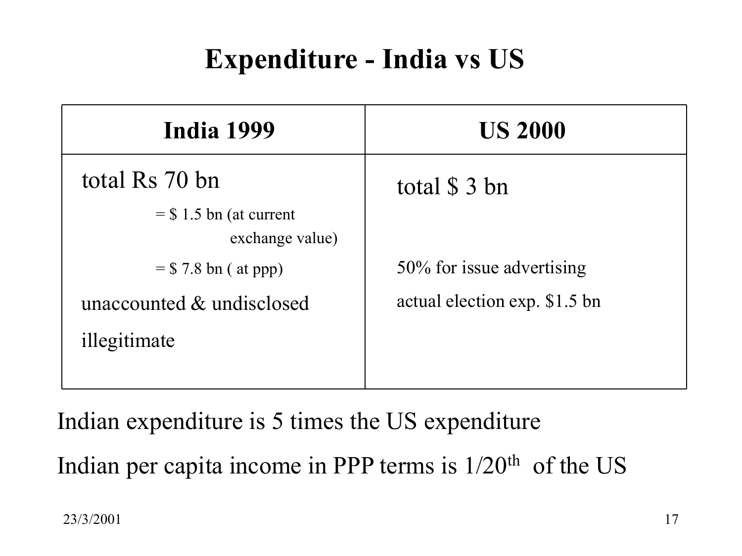# Expenditure - India vs US

| India 1999 | US 2000 |
|---|---|
| total Rs 70 bn<br>= $ 1.5 bn (at current exchange value)<br>= $ 7.8 bn ( at ppp)<br>unaccounted & undisclosed<br>illegitimate | total $ 3 bn<br><br>50% for issue advertising<br>actual election exp. $1.5 bn |

Indian expenditure is 5 times the US expenditure

Indian per capita income in PPP terms is $1/20^{th}$ of the US

23/3/2001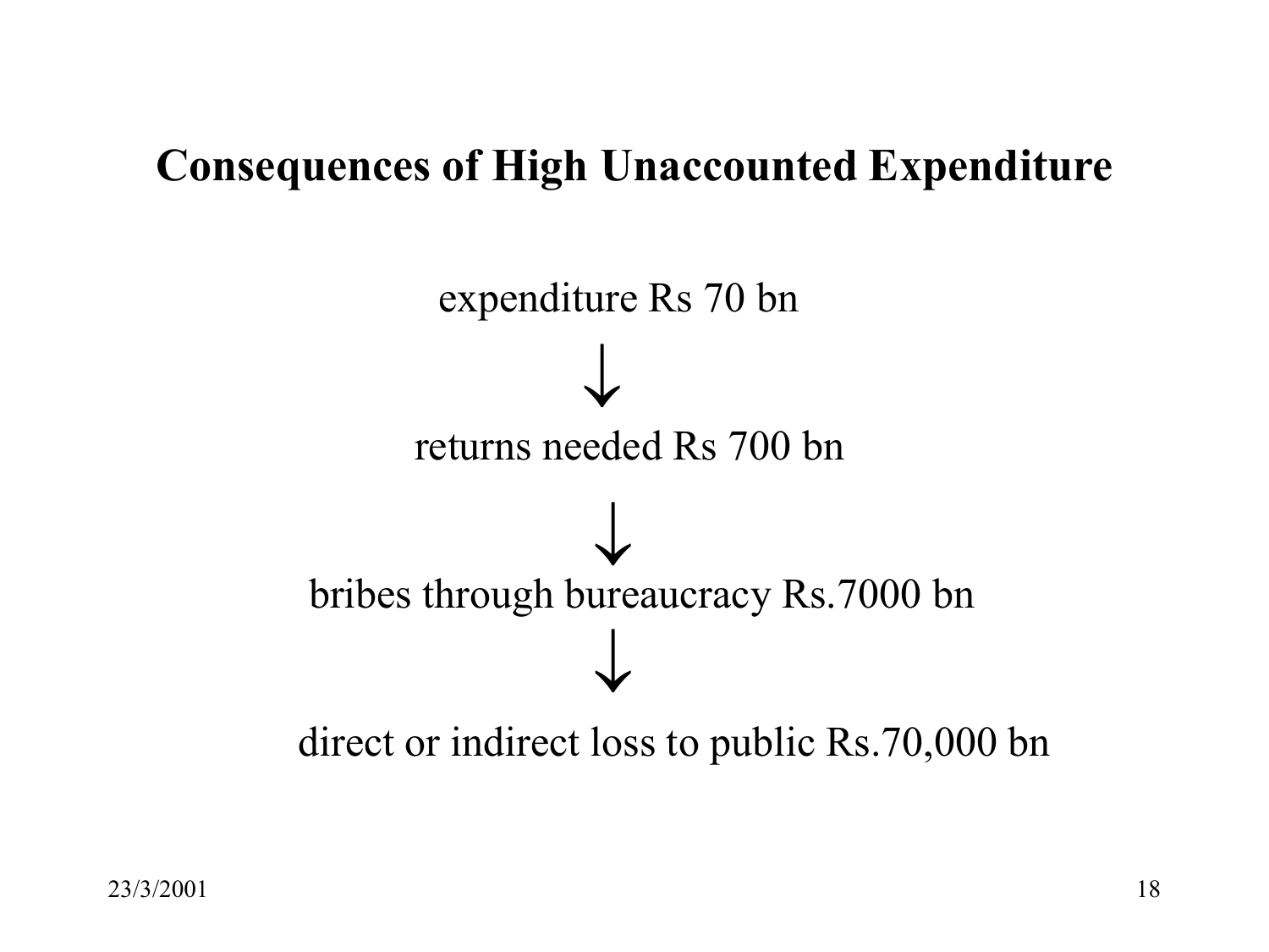## Consequences of High Unaccounted Expenditure

expenditure Rs 70 bn

↓

returns needed Rs 700 bn

↓

bribes through bureaucracy Rs.7000 bn

↓

direct or indirect loss to public Rs.70,000 bn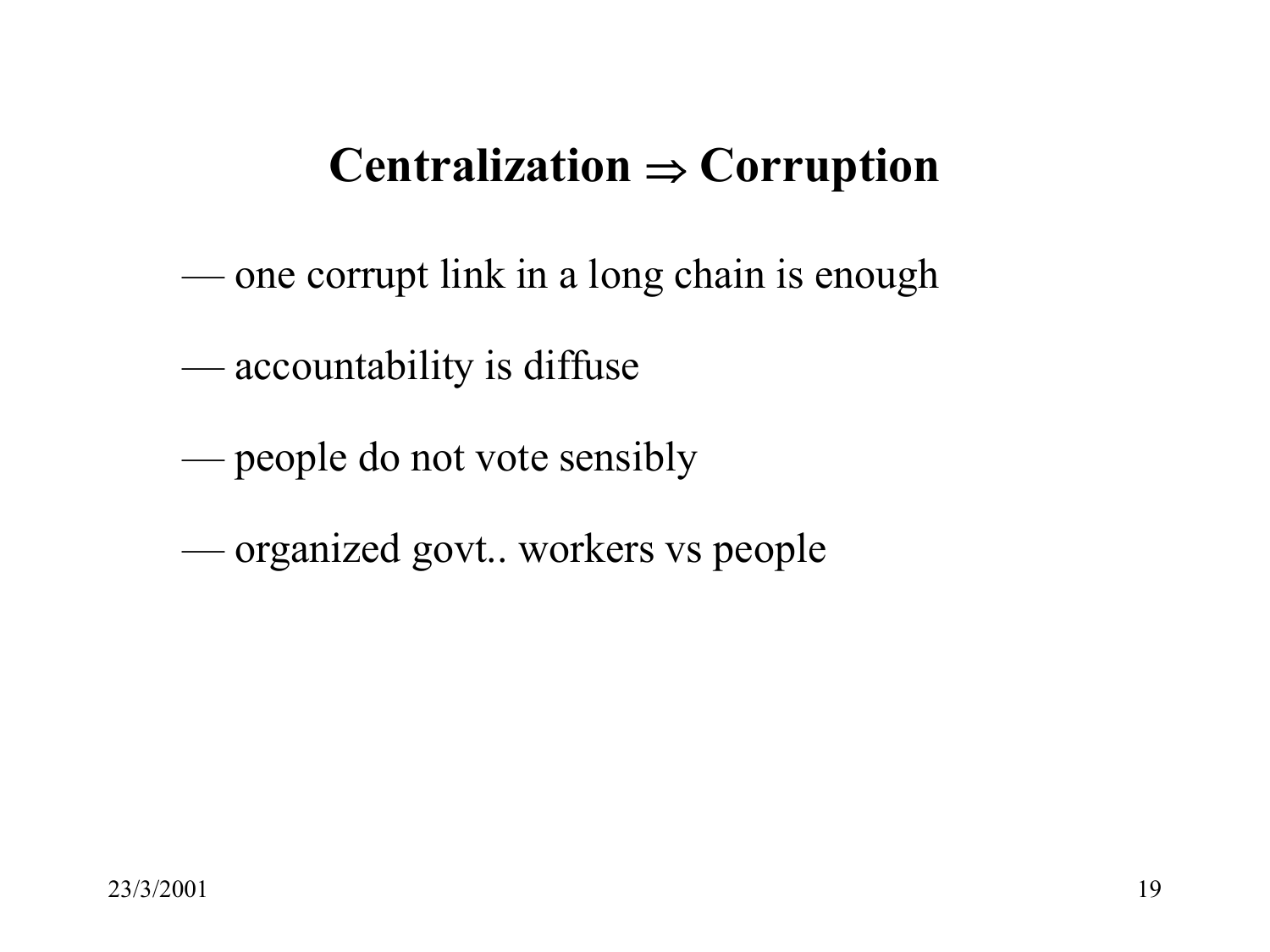# Centralization $\Rightarrow$ Corruption

— one corrupt link in a long chain is enough

— accountability is diffuse

— people do not vote sensibly

— organized govt.. workers vs people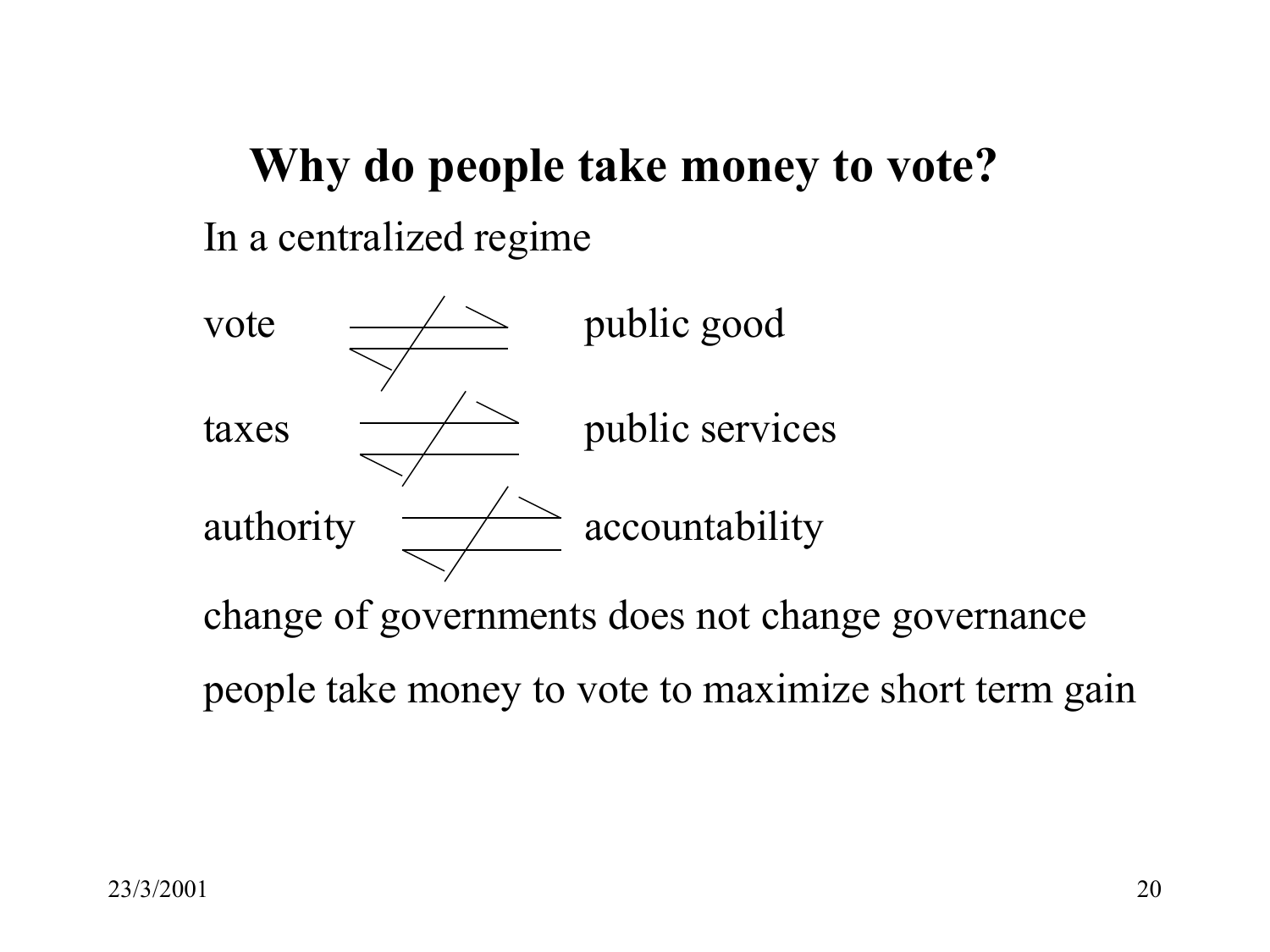# Why do people take money to vote?

In a centralized regime

vote $\not\rightleftharpoons$ public good

taxes $\not\rightleftharpoons$ public services

authority $\not\rightleftharpoons$ accountability

change of governments does not change governance

people take money to vote to maximize short term gain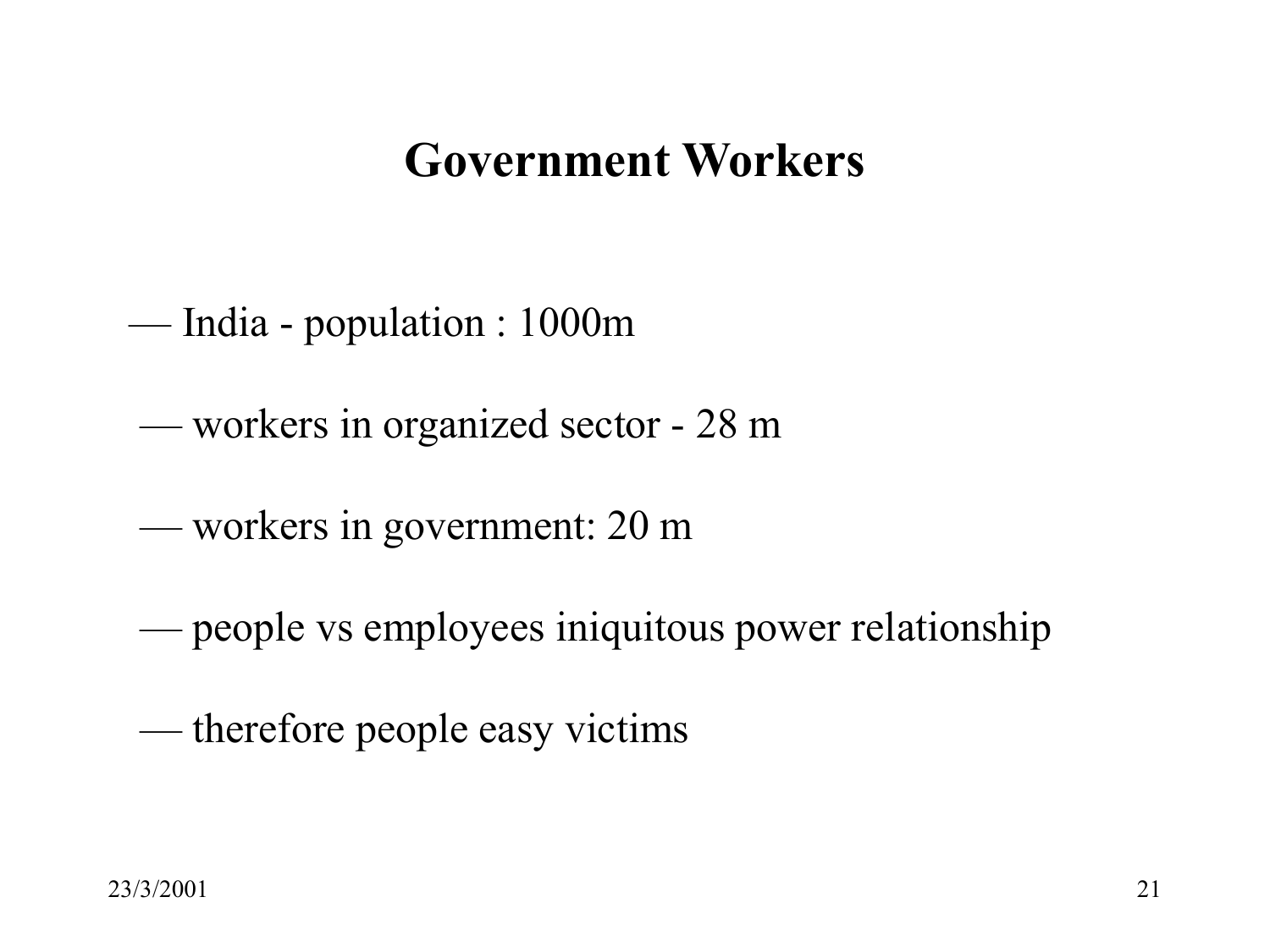## Government Workers

— India - population : 1000m

— workers in organized sector - 28 m

— workers in government: 20 m

— people vs employees iniquitous power relationship

— therefore people easy victims

23/3/2001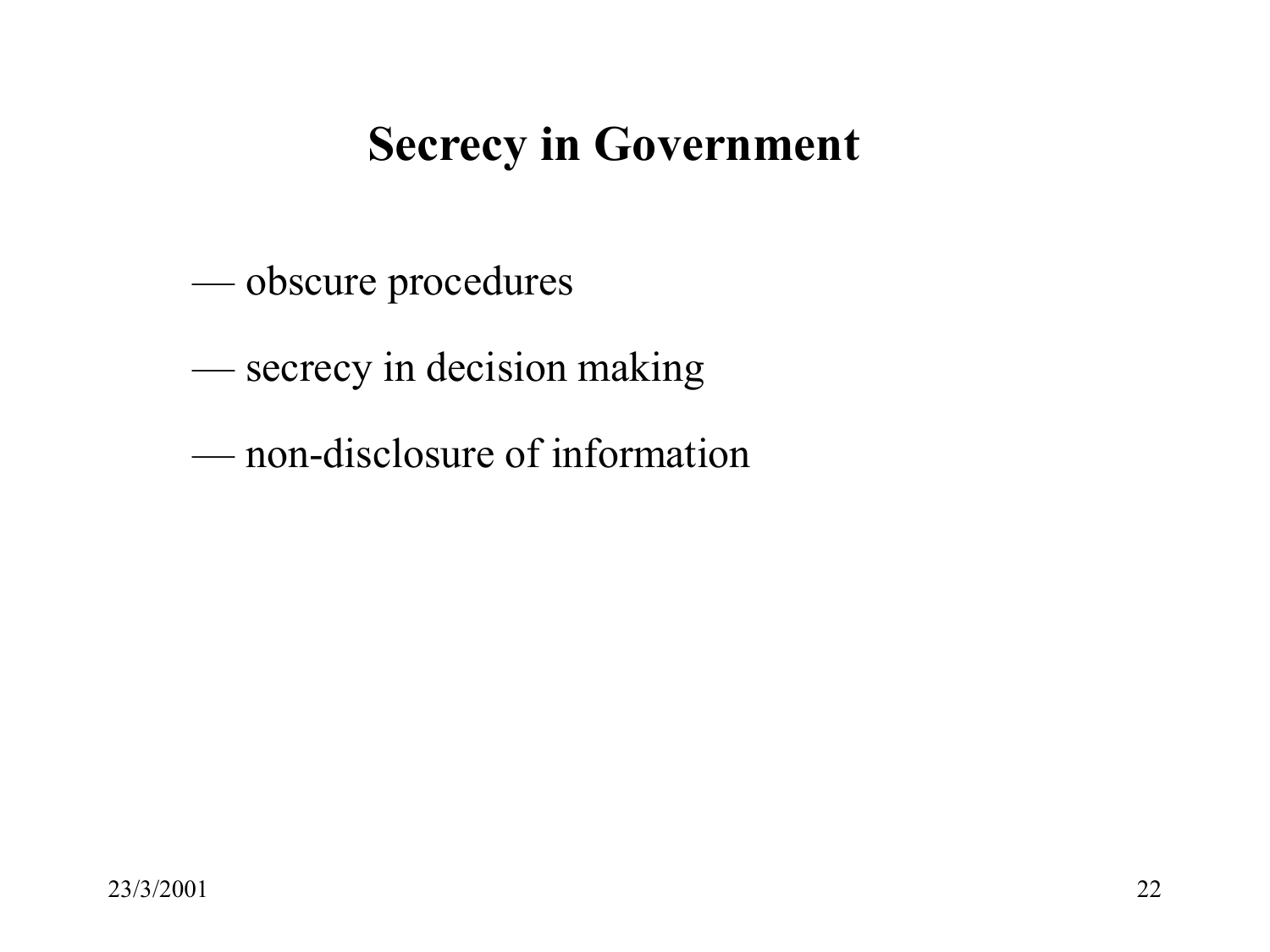# Secrecy in Government

— obscure procedures

— secrecy in decision making

— non-disclosure of information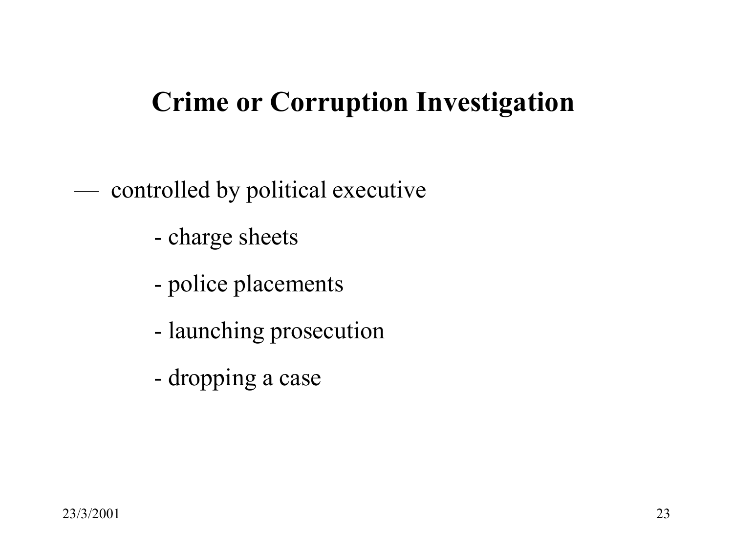# Crime or Corruption Investigation

— controlled by political executive

- charge sheets
- police placements
- launching prosecution
- dropping a case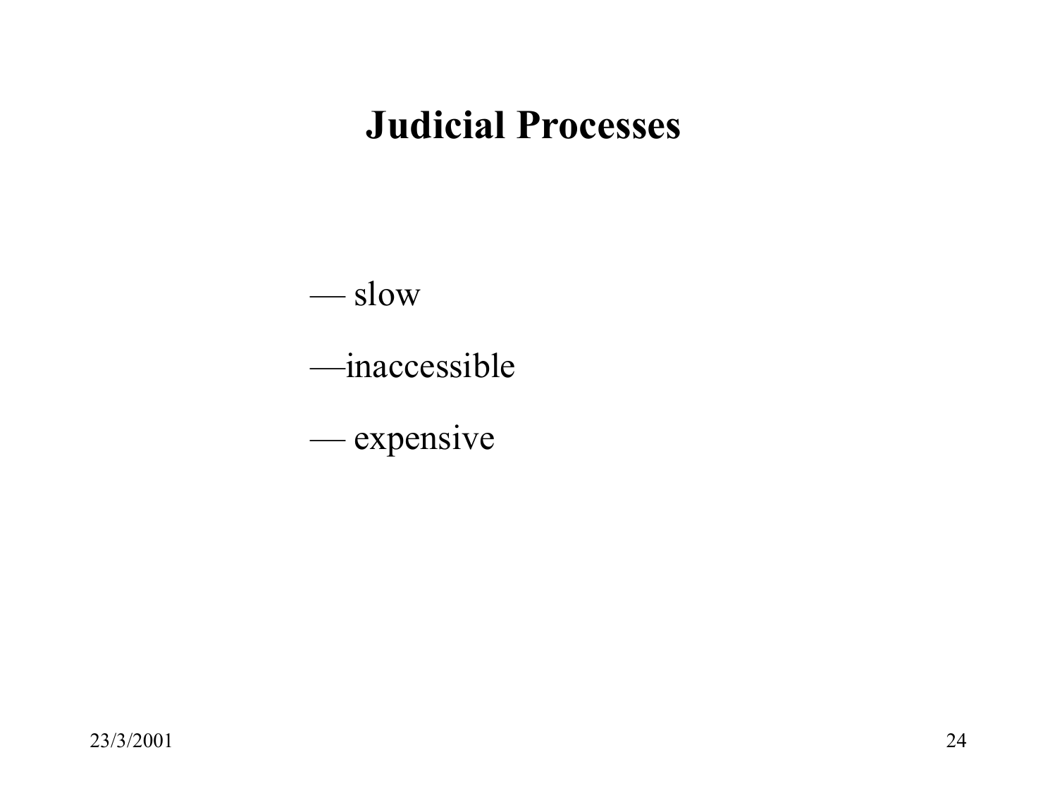# Judicial Processes

— slow

—inaccessible

— expensive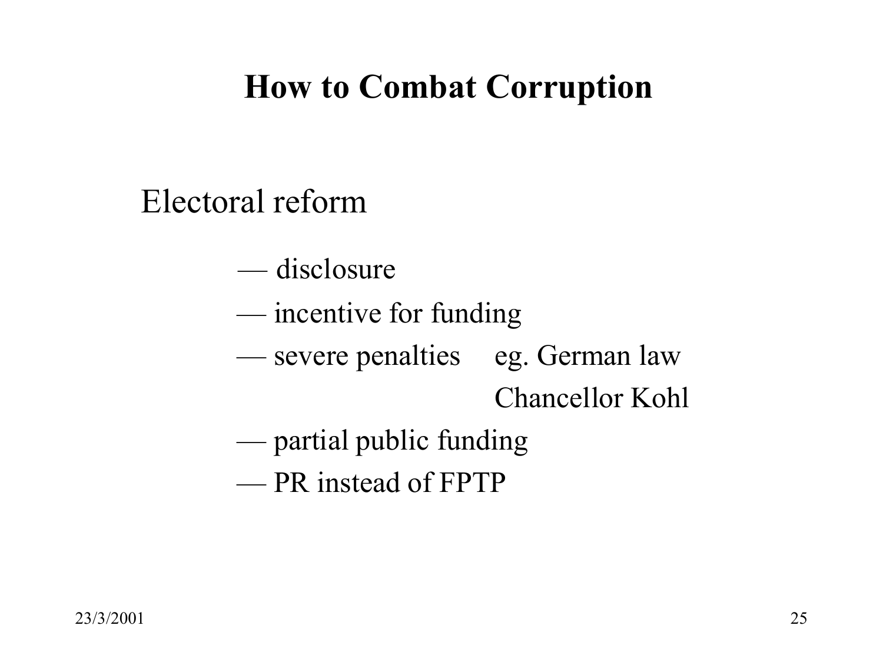# How to Combat Corruption

Electoral reform

- — disclosure
- — incentive for funding
- — severe penalties  eg. German law
  Chancellor Kohl
- — partial public funding
- — PR instead of FPTP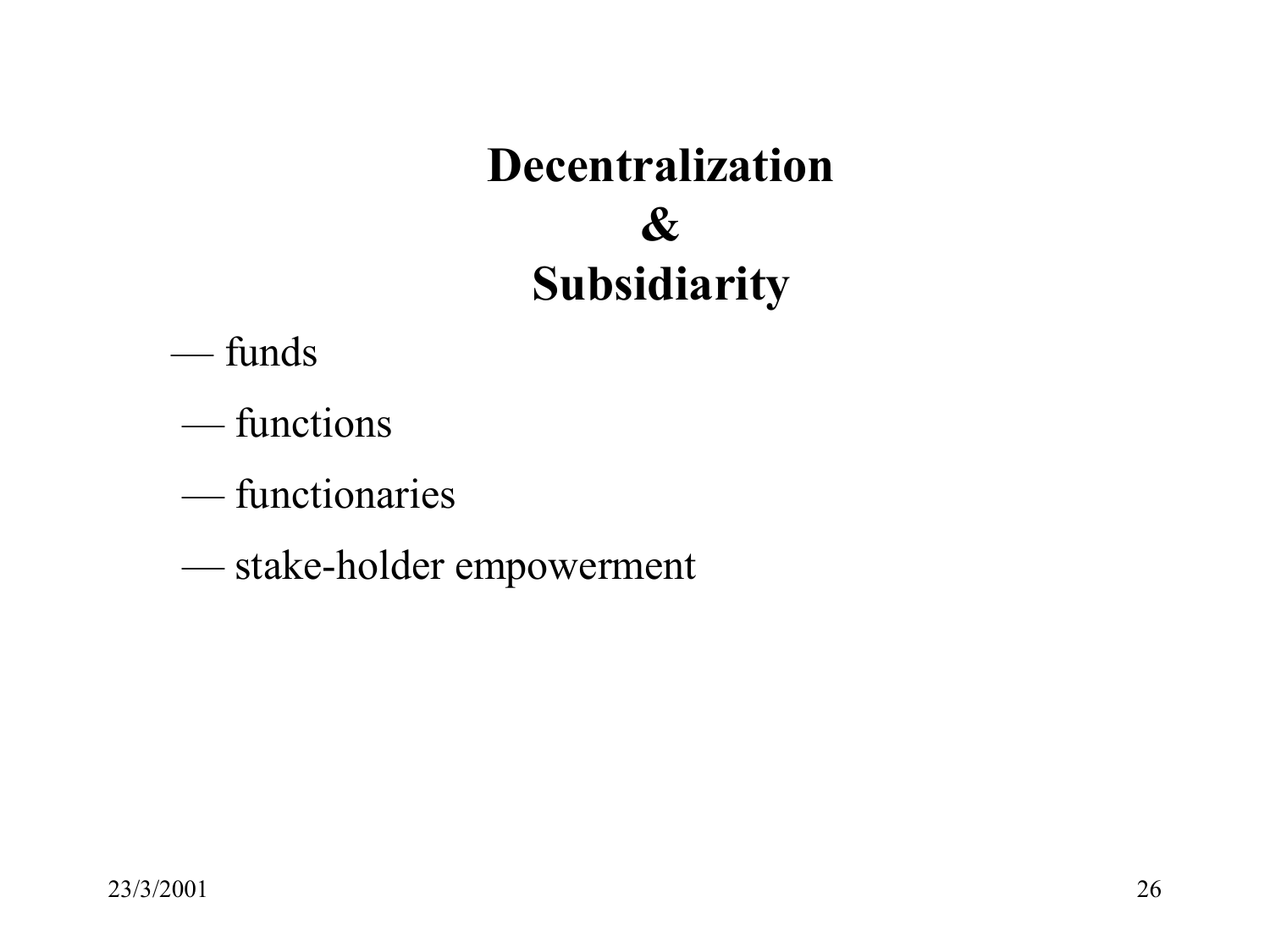# Decentralization & Subsidiarity

— funds

— functions

— functionaries

— stake-holder empowerment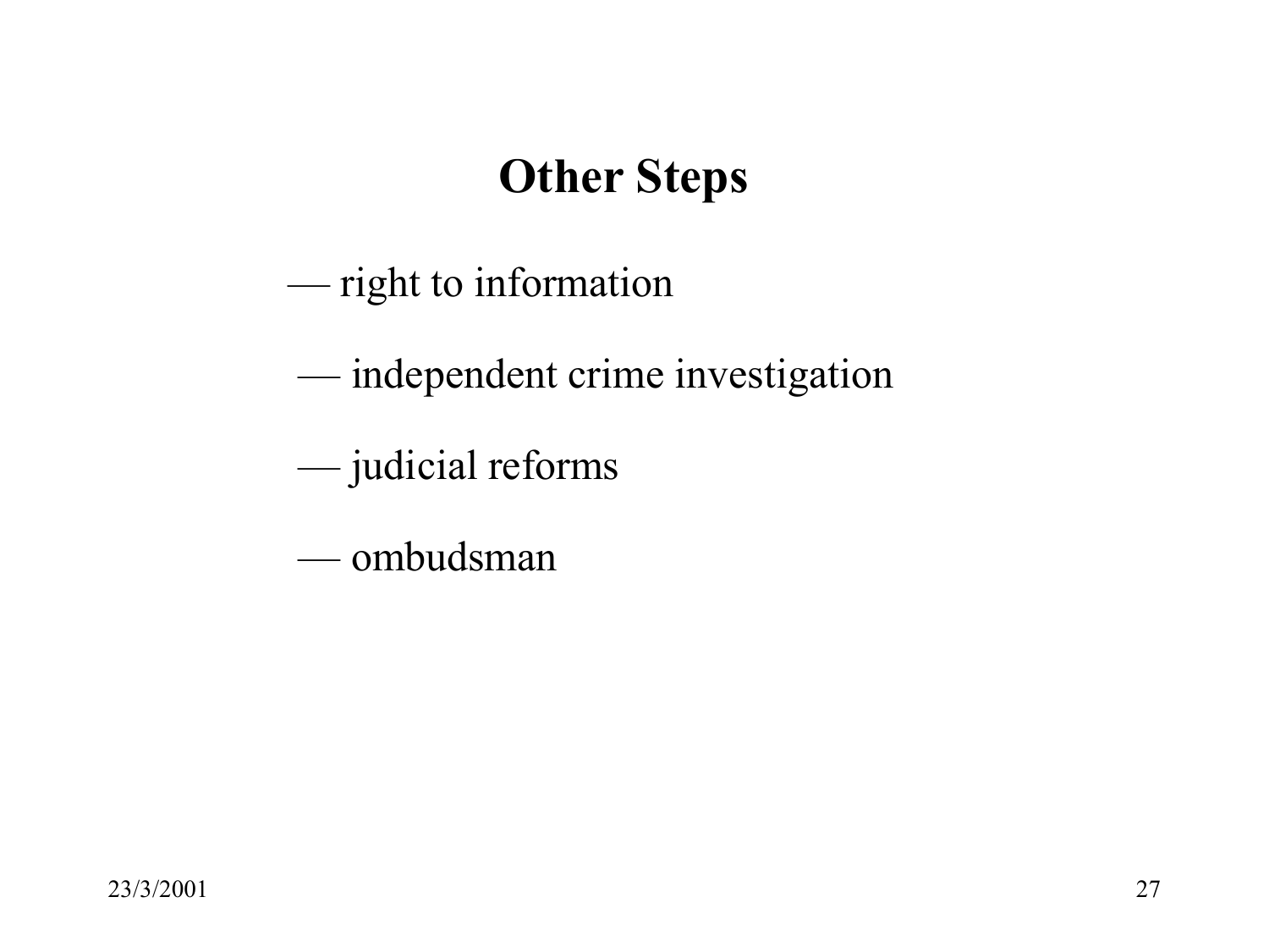# Other Steps

— right to information

— independent crime investigation

— judicial reforms

— ombudsman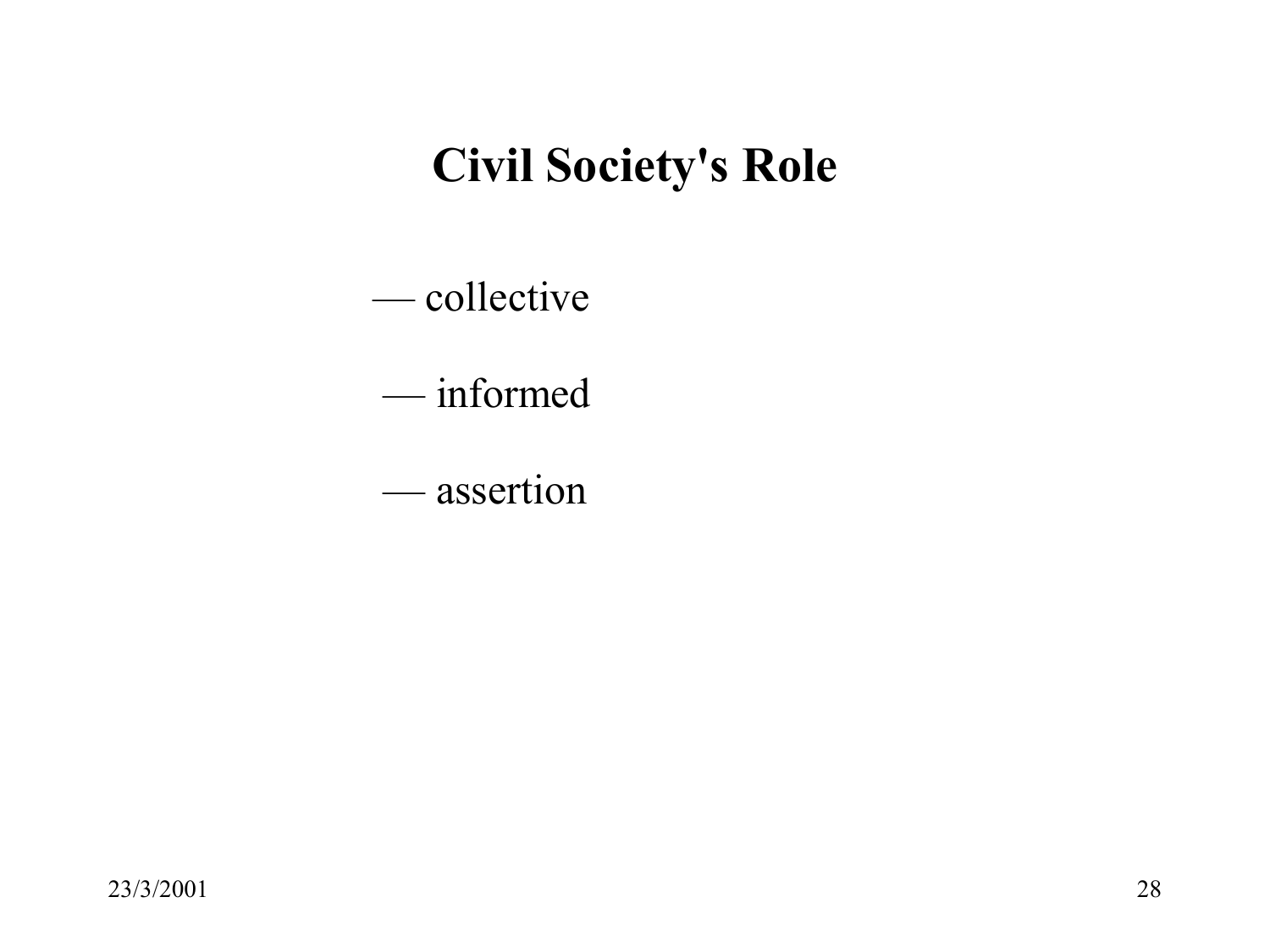# Civil Society's Role

— collective

— informed

— assertion